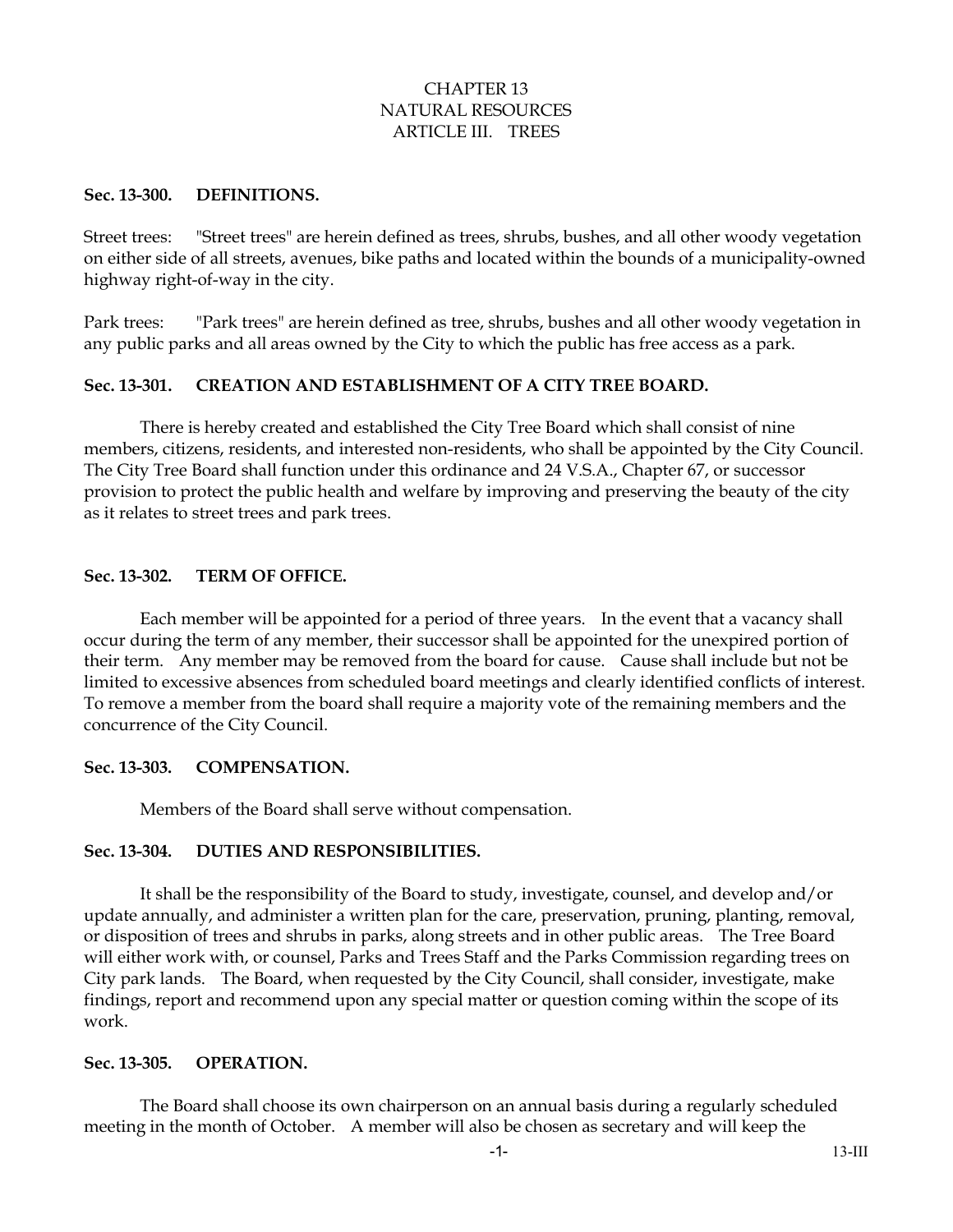# CHAPTER 13
# NATURAL RESOURCES
## ARTICLE III. TREES

### Sec. 13-300. DEFINITIONS.

Street trees: "Street trees" are herein defined as trees, shrubs, bushes, and all other woody vegetation on either side of all streets, avenues, bike paths and located within the bounds of a municipality-owned highway right-of-way in the city.

Park trees: "Park trees" are herein defined as tree, shrubs, bushes and all other woody vegetation in any public parks and all areas owned by the City to which the public has free access as a park.

### Sec. 13-301. CREATION AND ESTABLISHMENT OF A CITY TREE BOARD.

There is hereby created and established the City Tree Board which shall consist of nine members, citizens, residents, and interested non-residents, who shall be appointed by the City Council. The City Tree Board shall function under this ordinance and 24 V.S.A., Chapter 67, or successor provision to protect the public health and welfare by improving and preserving the beauty of the city as it relates to street trees and park trees.

### Sec. 13-302. TERM OF OFFICE.

Each member will be appointed for a period of three years. In the event that a vacancy shall occur during the term of any member, their successor shall be appointed for the unexpired portion of their term. Any member may be removed from the board for cause. Cause shall include but not be limited to excessive absences from scheduled board meetings and clearly identified conflicts of interest. To remove a member from the board shall require a majority vote of the remaining members and the concurrence of the City Council.

### Sec. 13-303. COMPENSATION.

Members of the Board shall serve without compensation.

### Sec. 13-304. DUTIES AND RESPONSIBILITIES.

It shall be the responsibility of the Board to study, investigate, counsel, and develop and/or update annually, and administer a written plan for the care, preservation, pruning, planting, removal, or disposition of trees and shrubs in parks, along streets and in other public areas. The Tree Board will either work with, or counsel, Parks and Trees Staff and the Parks Commission regarding trees on City park lands. The Board, when requested by the City Council, shall consider, investigate, make findings, report and recommend upon any special matter or question coming within the scope of its work.

### Sec. 13-305. OPERATION.

The Board shall choose its own chairperson on an annual basis during a regularly scheduled meeting in the month of October. A member will also be chosen as secretary and will keep the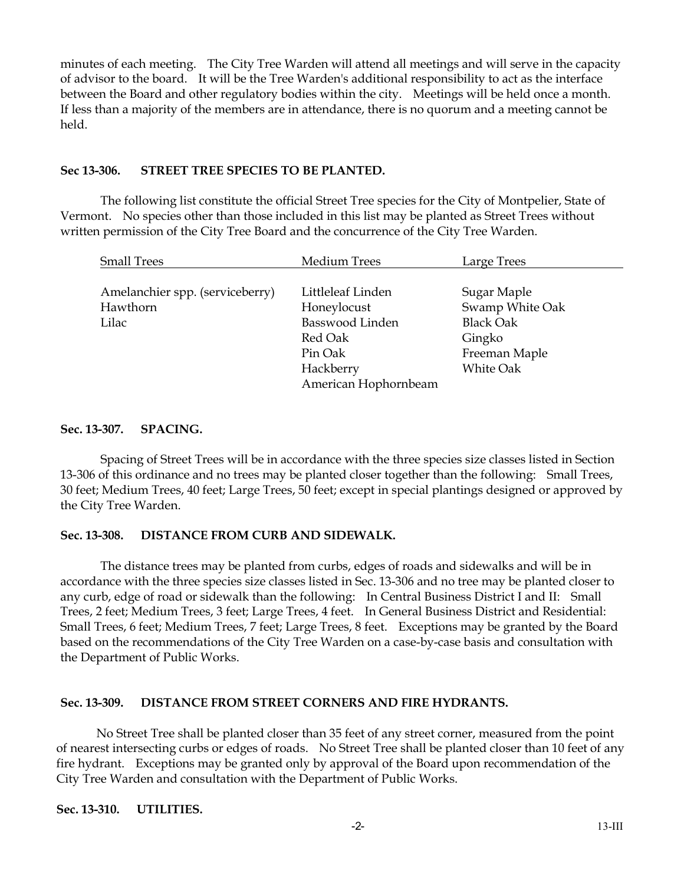minutes of each meeting. The City Tree Warden will attend all meetings and will serve in the capacity of advisor to the board. It will be the Tree Warden's additional responsibility to act as the interface between the Board and other regulatory bodies within the city. Meetings will be held once a month. If less than a majority of the members are in attendance, there is no quorum and a meeting cannot be held.

### Sec 13-306. STREET TREE SPECIES TO BE PLANTED.

The following list constitute the official Street Tree species for the City of Montpelier, State of Vermont. No species other than those included in this list may be planted as Street Trees without written permission of the City Tree Board and the concurrence of the City Tree Warden.

| Small Trees | Medium Trees | Large Trees |
|---|---|---|
| Amelanchier spp. (serviceberry) | Littleleaf Linden | Sugar Maple |
| Hawthorn | Honeylocust | Swamp White Oak |
| Lilac | Basswood Linden | Black Oak |
| | Red Oak | Gingko |
| | Pin Oak | Freeman Maple |
| | Hackberry | White Oak |
| | American Hophornbeam | |

### Sec. 13-307. SPACING.

Spacing of Street Trees will be in accordance with the three species size classes listed in Section 13-306 of this ordinance and no trees may be planted closer together than the following: Small Trees, 30 feet; Medium Trees, 40 feet; Large Trees, 50 feet; except in special plantings designed or approved by the City Tree Warden.

### Sec. 13-308. DISTANCE FROM CURB AND SIDEWALK.

The distance trees may be planted from curbs, edges of roads and sidewalks and will be in accordance with the three species size classes listed in Sec. 13-306 and no tree may be planted closer to any curb, edge of road or sidewalk than the following: In Central Business District I and II: Small Trees, 2 feet; Medium Trees, 3 feet; Large Trees, 4 feet. In General Business District and Residential: Small Trees, 6 feet; Medium Trees, 7 feet; Large Trees, 8 feet. Exceptions may be granted by the Board based on the recommendations of the City Tree Warden on a case-by-case basis and consultation with the Department of Public Works.

### Sec. 13-309. DISTANCE FROM STREET CORNERS AND FIRE HYDRANTS.

No Street Tree shall be planted closer than 35 feet of any street corner, measured from the point of nearest intersecting curbs or edges of roads. No Street Tree shall be planted closer than 10 feet of any fire hydrant. Exceptions may be granted only by approval of the Board upon recommendation of the City Tree Warden and consultation with the Department of Public Works.

### Sec. 13-310. UTILITIES.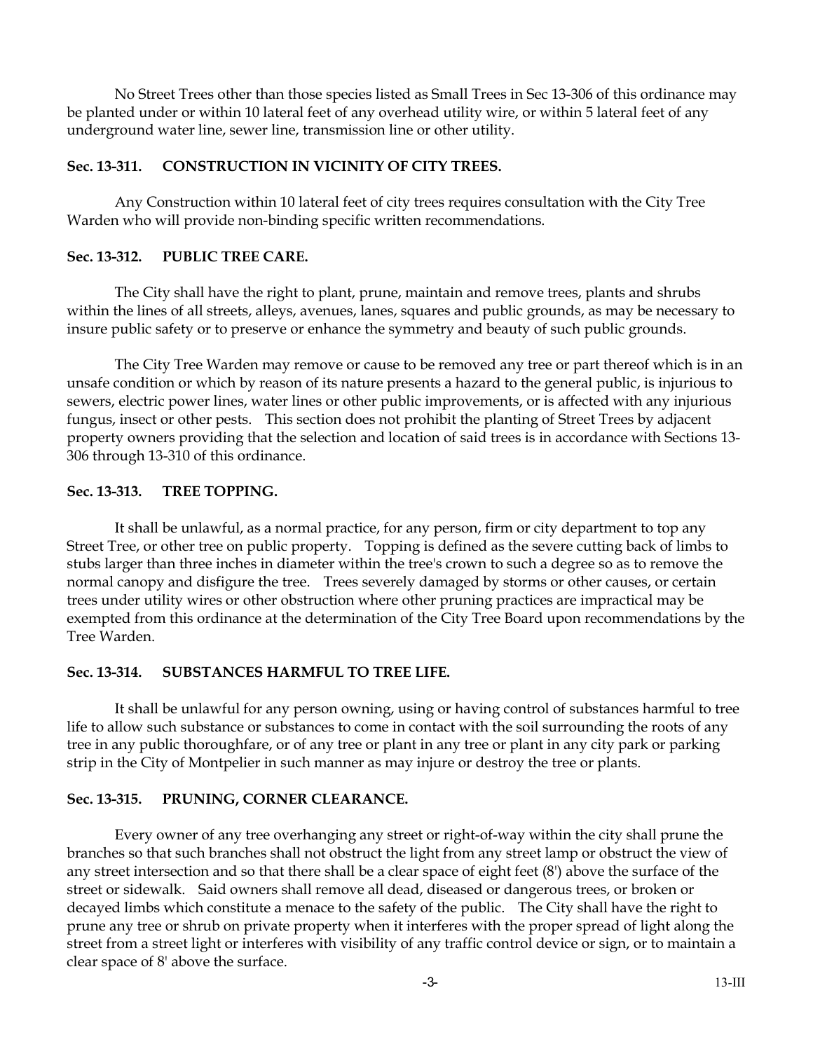No Street Trees other than those species listed as Small Trees in Sec 13-306 of this ordinance may be planted under or within 10 lateral feet of any overhead utility wire, or within 5 lateral feet of any underground water line, sewer line, transmission line or other utility.

**Sec. 13-311. CONSTRUCTION IN VICINITY OF CITY TREES.**

Any Construction within 10 lateral feet of city trees requires consultation with the City Tree Warden who will provide non-binding specific written recommendations.

**Sec. 13-312. PUBLIC TREE CARE.**

The City shall have the right to plant, prune, maintain and remove trees, plants and shrubs within the lines of all streets, alleys, avenues, lanes, squares and public grounds, as may be necessary to insure public safety or to preserve or enhance the symmetry and beauty of such public grounds.

The City Tree Warden may remove or cause to be removed any tree or part thereof which is in an unsafe condition or which by reason of its nature presents a hazard to the general public, is injurious to sewers, electric power lines, water lines or other public improvements, or is affected with any injurious fungus, insect or other pests. This section does not prohibit the planting of Street Trees by adjacent property owners providing that the selection and location of said trees is in accordance with Sections 13-306 through 13-310 of this ordinance.

**Sec. 13-313. TREE TOPPING.**

It shall be unlawful, as a normal practice, for any person, firm or city department to top any Street Tree, or other tree on public property. Topping is defined as the severe cutting back of limbs to stubs larger than three inches in diameter within the tree's crown to such a degree so as to remove the normal canopy and disfigure the tree. Trees severely damaged by storms or other causes, or certain trees under utility wires or other obstruction where other pruning practices are impractical may be exempted from this ordinance at the determination of the City Tree Board upon recommendations by the Tree Warden.

**Sec. 13-314. SUBSTANCES HARMFUL TO TREE LIFE.**

It shall be unlawful for any person owning, using or having control of substances harmful to tree life to allow such substance or substances to come in contact with the soil surrounding the roots of any tree in any public thoroughfare, or of any tree or plant in any tree or plant in any city park or parking strip in the City of Montpelier in such manner as may injure or destroy the tree or plants.

**Sec. 13-315. PRUNING, CORNER CLEARANCE.**

Every owner of any tree overhanging any street or right-of-way within the city shall prune the branches so that such branches shall not obstruct the light from any street lamp or obstruct the view of any street intersection and so that there shall be a clear space of eight feet (8') above the surface of the street or sidewalk. Said owners shall remove all dead, diseased or dangerous trees, or broken or decayed limbs which constitute a menace to the safety of the public. The City shall have the right to prune any tree or shrub on private property when it interferes with the proper spread of light along the street from a street light or interferes with visibility of any traffic control device or sign, or to maintain a clear space of 8' above the surface.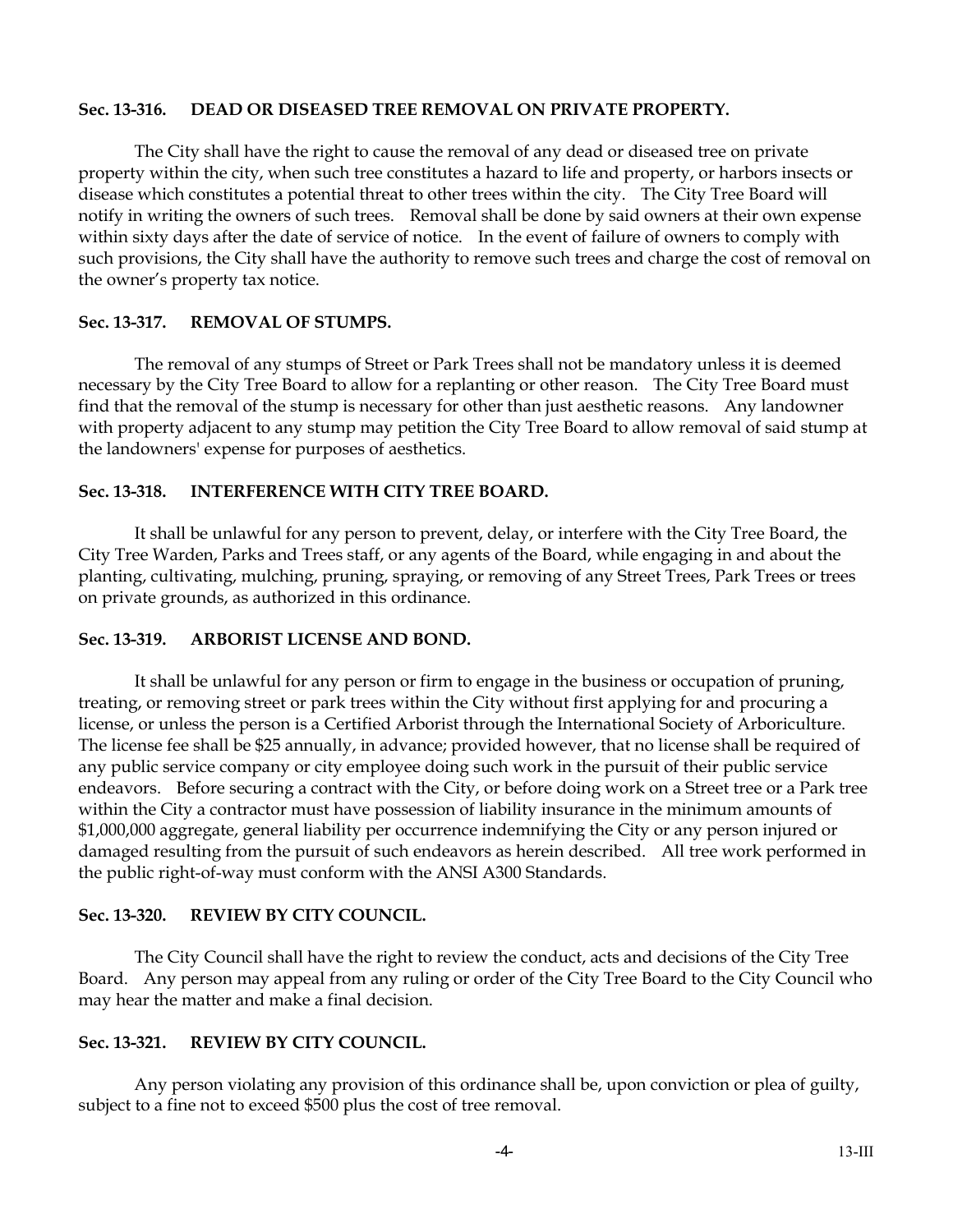**Sec. 13-316. DEAD OR DISEASED TREE REMOVAL ON PRIVATE PROPERTY.**

The City shall have the right to cause the removal of any dead or diseased tree on private property within the city, when such tree constitutes a hazard to life and property, or harbors insects or disease which constitutes a potential threat to other trees within the city. The City Tree Board will notify in writing the owners of such trees. Removal shall be done by said owners at their own expense within sixty days after the date of service of notice. In the event of failure of owners to comply with such provisions, the City shall have the authority to remove such trees and charge the cost of removal on the owner's property tax notice.

**Sec. 13-317. REMOVAL OF STUMPS.**

The removal of any stumps of Street or Park Trees shall not be mandatory unless it is deemed necessary by the City Tree Board to allow for a replanting or other reason. The City Tree Board must find that the removal of the stump is necessary for other than just aesthetic reasons. Any landowner with property adjacent to any stump may petition the City Tree Board to allow removal of said stump at the landowners' expense for purposes of aesthetics.

**Sec. 13-318. INTERFERENCE WITH CITY TREE BOARD.**

It shall be unlawful for any person to prevent, delay, or interfere with the City Tree Board, the City Tree Warden, Parks and Trees staff, or any agents of the Board, while engaging in and about the planting, cultivating, mulching, pruning, spraying, or removing of any Street Trees, Park Trees or trees on private grounds, as authorized in this ordinance.

**Sec. 13-319. ARBORIST LICENSE AND BOND.**

It shall be unlawful for any person or firm to engage in the business or occupation of pruning, treating, or removing street or park trees within the City without first applying for and procuring a license, or unless the person is a Certified Arborist through the International Society of Arboriculture. The license fee shall be $25 annually, in advance; provided however, that no license shall be required of any public service company or city employee doing such work in the pursuit of their public service endeavors. Before securing a contract with the City, or before doing work on a Street tree or a Park tree within the City a contractor must have possession of liability insurance in the minimum amounts of $1,000,000 aggregate, general liability per occurrence indemnifying the City or any person injured or damaged resulting from the pursuit of such endeavors as herein described. All tree work performed in the public right-of-way must conform with the ANSI A300 Standards.

**Sec. 13-320. REVIEW BY CITY COUNCIL.**

The City Council shall have the right to review the conduct, acts and decisions of the City Tree Board. Any person may appeal from any ruling or order of the City Tree Board to the City Council who may hear the matter and make a final decision.

**Sec. 13-321. REVIEW BY CITY COUNCIL.**

Any person violating any provision of this ordinance shall be, upon conviction or plea of guilty, subject to a fine not to exceed $500 plus the cost of tree removal.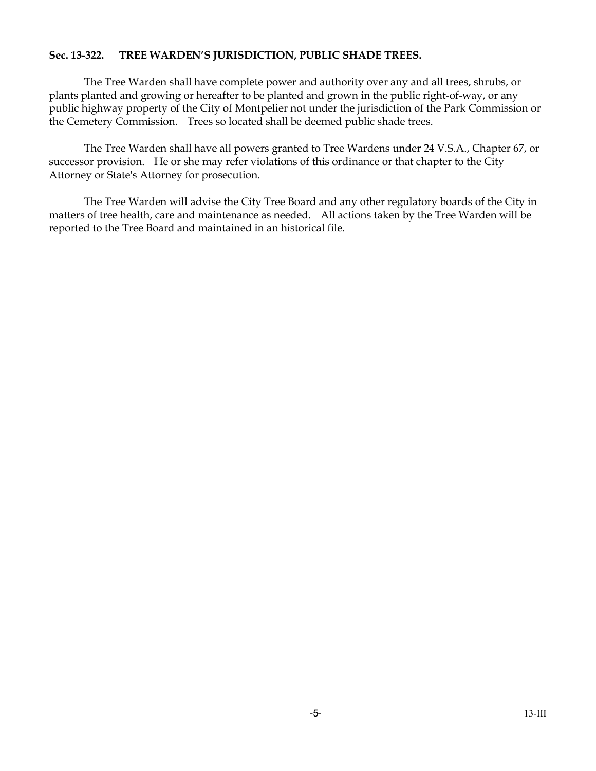**Sec. 13-322. TREE WARDEN'S JURISDICTION, PUBLIC SHADE TREES.**

The Tree Warden shall have complete power and authority over any and all trees, shrubs, or plants planted and growing or hereafter to be planted and grown in the public right-of-way, or any public highway property of the City of Montpelier not under the jurisdiction of the Park Commission or the Cemetery Commission. Trees so located shall be deemed public shade trees.

The Tree Warden shall have all powers granted to Tree Wardens under 24 V.S.A., Chapter 67, or successor provision. He or she may refer violations of this ordinance or that chapter to the City Attorney or State's Attorney for prosecution.

The Tree Warden will advise the City Tree Board and any other regulatory boards of the City in matters of tree health, care and maintenance as needed. All actions taken by the Tree Warden will be reported to the Tree Board and maintained in an historical file.